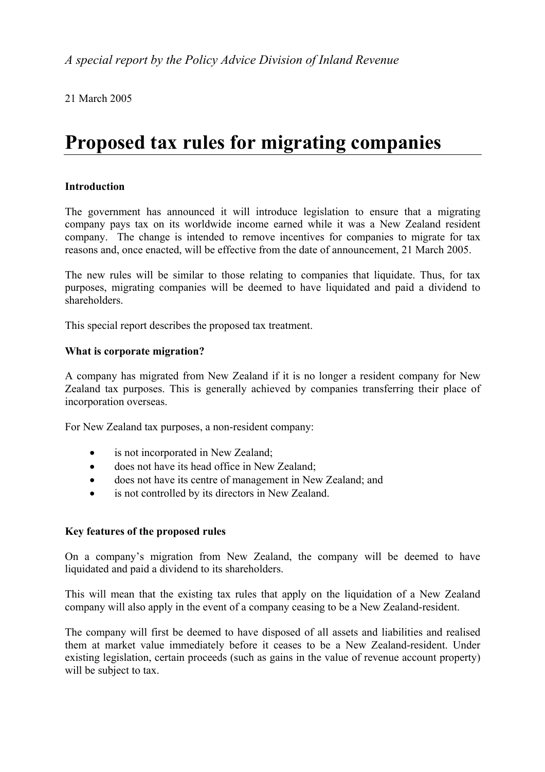*A special report by the Policy Advice Division of Inland Revenue*

21 March 2005

# Proposed tax rules for migrating companies

**Introduction**

The government has announced it will introduce legislation to ensure that a migrating company pays tax on its worldwide income earned while it was a New Zealand resident company. The change is intended to remove incentives for companies to migrate for tax reasons and, once enacted, will be effective from the date of announcement, 21 March 2005.

The new rules will be similar to those relating to companies that liquidate. Thus, for tax purposes, migrating companies will be deemed to have liquidated and paid a dividend to shareholders.

This special report describes the proposed tax treatment.

**What is corporate migration?**

A company has migrated from New Zealand if it is no longer a resident company for New Zealand tax purposes. This is generally achieved by companies transferring their place of incorporation overseas.

For New Zealand tax purposes, a non-resident company:

- is not incorporated in New Zealand;
- does not have its head office in New Zealand;
- does not have its centre of management in New Zealand; and
- is not controlled by its directors in New Zealand.

**Key features of the proposed rules**

On a company's migration from New Zealand, the company will be deemed to have liquidated and paid a dividend to its shareholders.

This will mean that the existing tax rules that apply on the liquidation of a New Zealand company will also apply in the event of a company ceasing to be a New Zealand-resident.

The company will first be deemed to have disposed of all assets and liabilities and realised them at market value immediately before it ceases to be a New Zealand-resident. Under existing legislation, certain proceeds (such as gains in the value of revenue account property) will be subject to tax.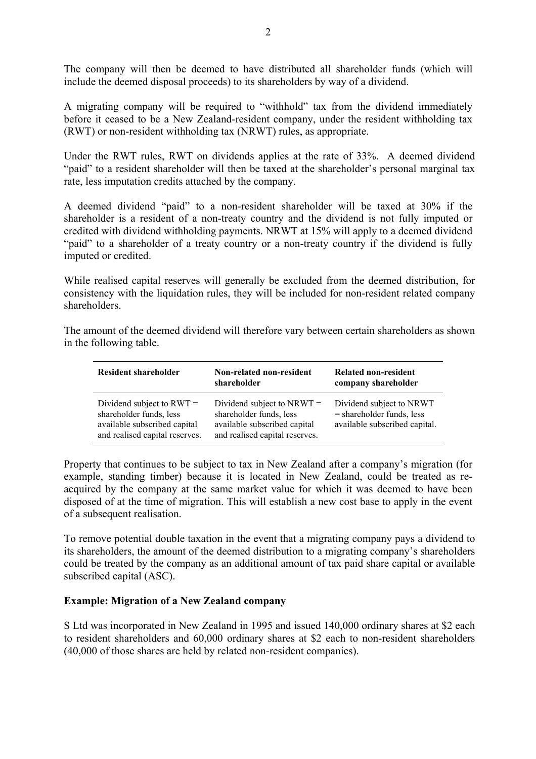The company will then be deemed to have distributed all shareholder funds (which will include the deemed disposal proceeds) to its shareholders by way of a dividend.

A migrating company will be required to "withhold" tax from the dividend immediately before it ceased to be a New Zealand-resident company, under the resident withholding tax (RWT) or non-resident withholding tax (NRWT) rules, as appropriate.

Under the RWT rules, RWT on dividends applies at the rate of 33%. A deemed dividend "paid" to a resident shareholder will then be taxed at the shareholder's personal marginal tax rate, less imputation credits attached by the company.

A deemed dividend "paid" to a non-resident shareholder will be taxed at 30% if the shareholder is a resident of a non-treaty country and the dividend is not fully imputed or credited with dividend withholding payments. NRWT at 15% will apply to a deemed dividend "paid" to a shareholder of a treaty country or a non-treaty country if the dividend is fully imputed or credited.

While realised capital reserves will generally be excluded from the deemed distribution, for consistency with the liquidation rules, they will be included for non-resident related company shareholders.

The amount of the deemed dividend will therefore vary between certain shareholders as shown in the following table.

| Resident shareholder | Non-related non-resident shareholder | Related non-resident company shareholder |
|---|---|---|
| Dividend subject to RWT = shareholder funds, less available subscribed capital and realised capital reserves. | Dividend subject to NRWT = shareholder funds, less available subscribed capital and realised capital reserves. | Dividend subject to NRWT = shareholder funds, less available subscribed capital. |

Property that continues to be subject to tax in New Zealand after a company's migration (for example, standing timber) because it is located in New Zealand, could be treated as re-acquired by the company at the same market value for which it was deemed to have been disposed of at the time of migration. This will establish a new cost base to apply in the event of a subsequent realisation.

To remove potential double taxation in the event that a migrating company pays a dividend to its shareholders, the amount of the deemed distribution to a migrating company's shareholders could be treated by the company as an additional amount of tax paid share capital or available subscribed capital (ASC).

**Example: Migration of a New Zealand company**

S Ltd was incorporated in New Zealand in 1995 and issued 140,000 ordinary shares at $2 each to resident shareholders and 60,000 ordinary shares at $2 each to non-resident shareholders (40,000 of those shares are held by related non-resident companies).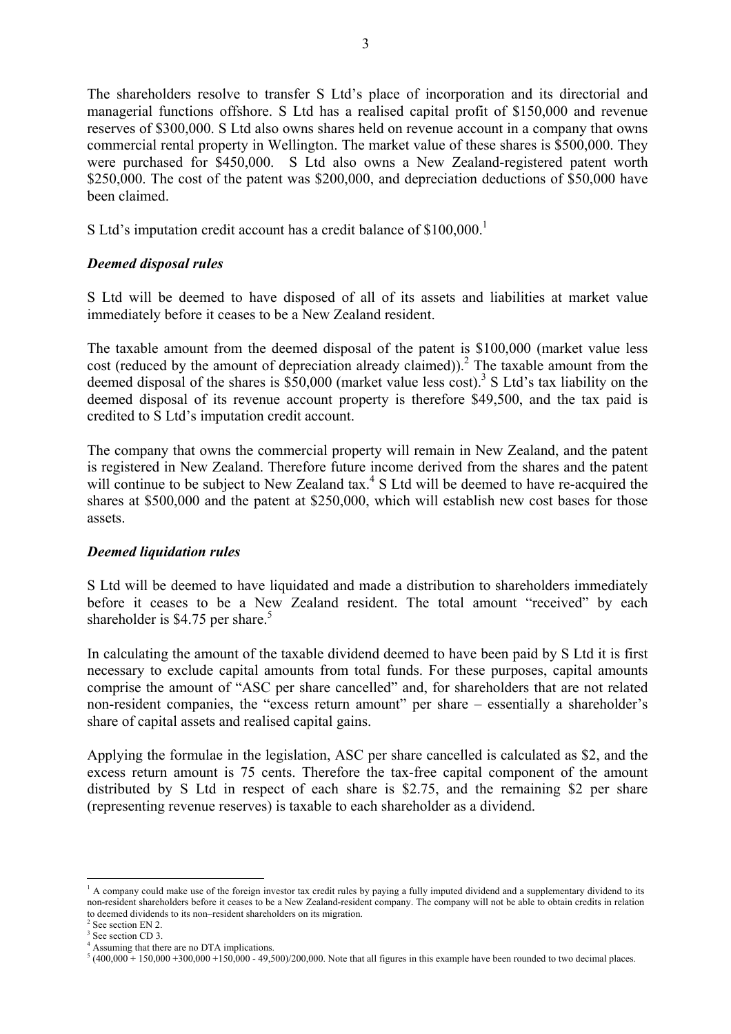The shareholders resolve to transfer S Ltd's place of incorporation and its directorial and managerial functions offshore. S Ltd has a realised capital profit of $150,000 and revenue reserves of $300,000. S Ltd also owns shares held on revenue account in a company that owns commercial rental property in Wellington. The market value of these shares is $500,000. They were purchased for $450,000. S Ltd also owns a New Zealand-registered patent worth $250,000. The cost of the patent was $200,000, and depreciation deductions of $50,000 have been claimed.

S Ltd's imputation credit account has a credit balance of $100,000.[1]

### *Deemed disposal rules*

S Ltd will be deemed to have disposed of all of its assets and liabilities at market value immediately before it ceases to be a New Zealand resident.

The taxable amount from the deemed disposal of the patent is $100,000 (market value less cost (reduced by the amount of depreciation already claimed)).[2] The taxable amount from the deemed disposal of the shares is $50,000 (market value less cost).[3] S Ltd's tax liability on the deemed disposal of its revenue account property is therefore $49,500, and the tax paid is credited to S Ltd's imputation credit account.

The company that owns the commercial property will remain in New Zealand, and the patent is registered in New Zealand. Therefore future income derived from the shares and the patent will continue to be subject to New Zealand tax.[4] S Ltd will be deemed to have re-acquired the shares at $500,000 and the patent at $250,000, which will establish new cost bases for those assets.

### *Deemed liquidation rules*

S Ltd will be deemed to have liquidated and made a distribution to shareholders immediately before it ceases to be a New Zealand resident. The total amount "received" by each shareholder is $4.75 per share.[5]

In calculating the amount of the taxable dividend deemed to have been paid by S Ltd it is first necessary to exclude capital amounts from total funds. For these purposes, capital amounts comprise the amount of "ASC per share cancelled" and, for shareholders that are not related non-resident companies, the "excess return amount" per share – essentially a shareholder's share of capital assets and realised capital gains.

Applying the formulae in the legislation, ASC per share cancelled is calculated as $2, and the excess return amount is 75 cents. Therefore the tax-free capital component of the amount distributed by S Ltd in respect of each share is $2.75, and the remaining $2 per share (representing revenue reserves) is taxable to each shareholder as a dividend.

---

[1] A company could make use of the foreign investor tax credit rules by paying a fully imputed dividend and a supplementary dividend to its non-resident shareholders before it ceases to be a New Zealand-resident company. The company will not be able to obtain credits in relation to deemed dividends to its non–resident shareholders on its migration.

[2] See section EN 2.

[3] See section CD 3.

[4] Assuming that there are no DTA implications.

[5] (400,000 + 150,000 +300,000 +150,000 - 49,500)/200,000. Note that all figures in this example have been rounded to two decimal places.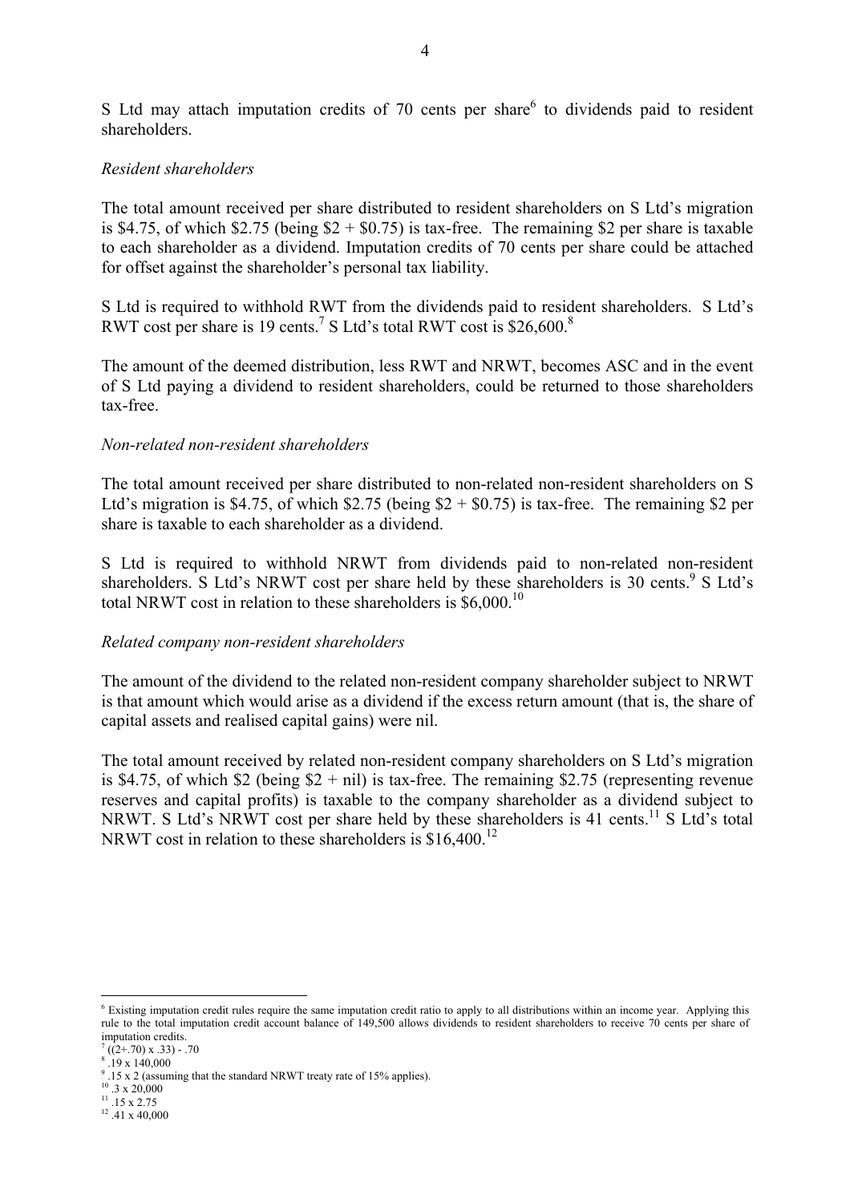S Ltd may attach imputation credits of 70 cents per share[6] to dividends paid to resident shareholders.

*Resident shareholders*

The total amount received per share distributed to resident shareholders on S Ltd's migration is $4.75, of which $2.75 (being $2 + $0.75) is tax-free. The remaining $2 per share is taxable to each shareholder as a dividend. Imputation credits of 70 cents per share could be attached for offset against the shareholder's personal tax liability.

S Ltd is required to withhold RWT from the dividends paid to resident shareholders. S Ltd's RWT cost per share is 19 cents.[7] S Ltd's total RWT cost is $26,600.[8]

The amount of the deemed distribution, less RWT and NRWT, becomes ASC and in the event of S Ltd paying a dividend to resident shareholders, could be returned to those shareholders tax-free.

*Non-related non-resident shareholders*

The total amount received per share distributed to non-related non-resident shareholders on S Ltd's migration is $4.75, of which $2.75 (being $2 + $0.75) is tax-free. The remaining $2 per share is taxable to each shareholder as a dividend.

S Ltd is required to withhold NRWT from dividends paid to non-related non-resident shareholders. S Ltd's NRWT cost per share held by these shareholders is 30 cents.[9] S Ltd's total NRWT cost in relation to these shareholders is $6,000.[10]

*Related company non-resident shareholders*

The amount of the dividend to the related non-resident company shareholder subject to NRWT is that amount which would arise as a dividend if the excess return amount (that is, the share of capital assets and realised capital gains) were nil.

The total amount received by related non-resident company shareholders on S Ltd's migration is $4.75, of which $2 (being $2 + nil) is tax-free. The remaining $2.75 (representing revenue reserves and capital profits) is taxable to the company shareholder as a dividend subject to NRWT. S Ltd's NRWT cost per share held by these shareholders is 41 cents.[11] S Ltd's total NRWT cost in relation to these shareholders is $16,400.[12]

---

[6] Existing imputation credit rules require the same imputation credit ratio to apply to all distributions within an income year. Applying this rule to the total imputation credit account balance of 149,500 allows dividends to resident shareholders to receive 70 cents per share of imputation credits.

[7] ((2+.70) x .33) - .70

[8] .19 x 140,000

[9] .15 x 2 (assuming that the standard NRWT treaty rate of 15% applies).

[10] .3 x 20,000

[11] .15 x 2.75

[12] .41 x 40,000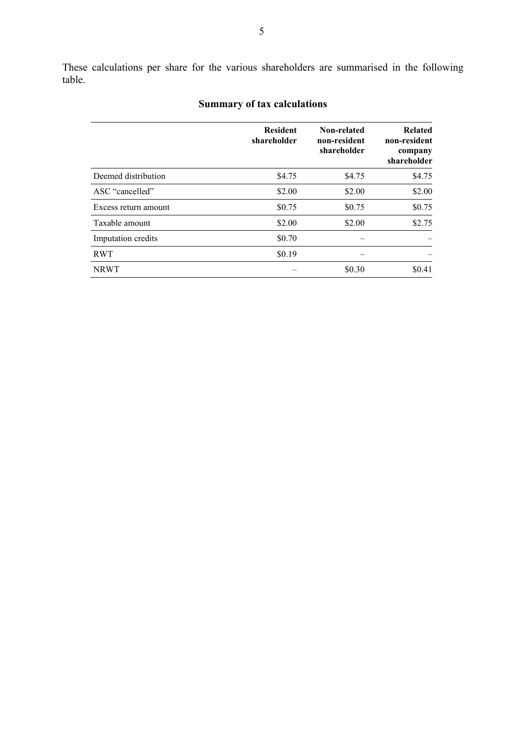These calculations per share for the various shareholders are summarised in the following table.

### Summary of tax calculations

| | Resident shareholder | Non-related non-resident shareholder | Related non-resident company shareholder |
|---|---|---|---|
| Deemed distribution | $4.75 | $4.75 | $4.75 |
| ASC "cancelled" | $2.00 | $2.00 | $2.00 |
| Excess return amount | $0.75 | $0.75 | $0.75 |
| Taxable amount | $2.00 | $2.00 | $2.75 |
| Imputation credits | $0.70 | – | – |
| RWT | $0.19 | – | – |
| NRWT | – | $0.30 | $0.41 |